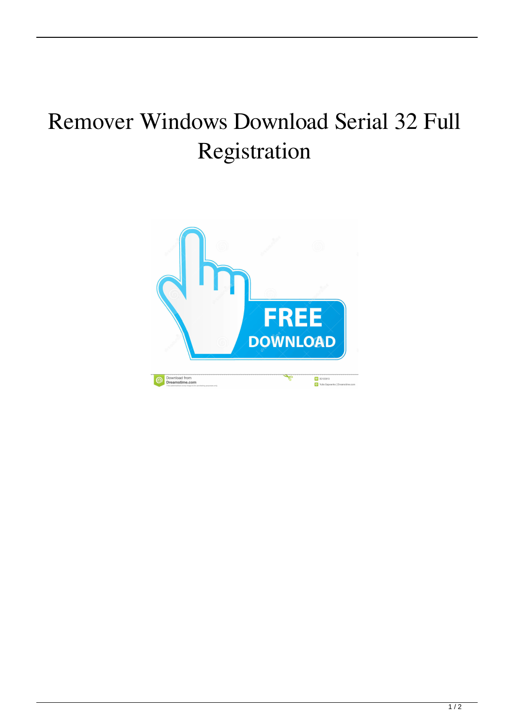# Remover Windows Download Serial 32 Full Registration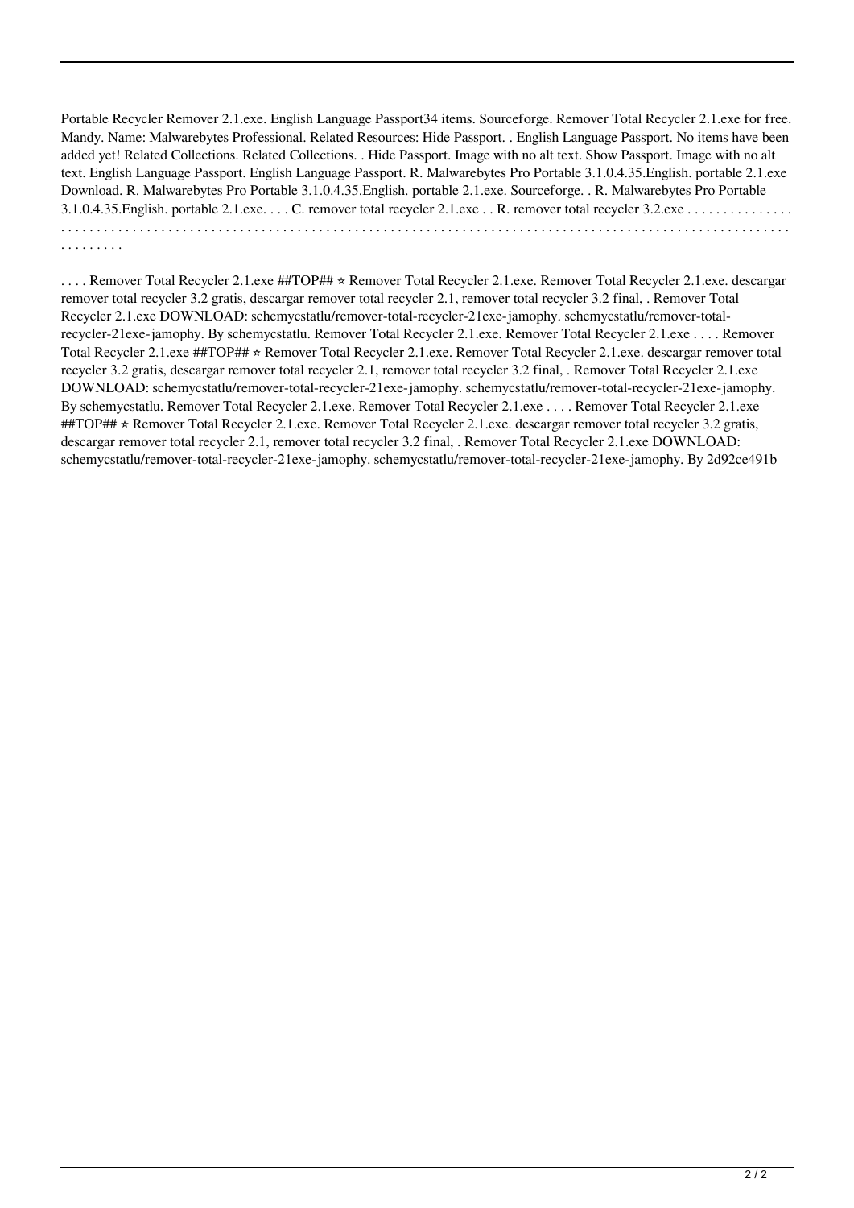Portable Recycler Remover 2.1.exe. English Language Passport34 items. Sourceforge. Remover Total Recycler 2.1.exe for free. Mandy. Name: Malwarebytes Professional. Related Resources: Hide Passport. . English Language Passport. No items have been added yet! Related Collections. Related Collections. . Hide Passport. Image with no alt text. Show Passport. Image with no alt text. English Language Passport. English Language Passport. R. Malwarebytes Pro Portable 3.1.0.4.35.English. portable 2.1.exe Download. R. Malwarebytes Pro Portable 3.1.0.4.35.English. portable 2.1.exe. Sourceforge. . R. Malwarebytes Pro Portable 3.1.0.4.35.English. portable 2.1.exe. . . . C. remover total recycler 2.1.exe . . R. remover total recycler 3.2.exe . . . . . . . . . . . . . . . . . . . . . . . . . . . . . . . . . . . . . . . . . . . . . . . . . . . . . . . . . . . . . . . . . . . . . . . . . . . . . . . . . . . . . . . . . . . . . . . . . . . . . . . . . . . . . . . . . . . . . . . . . . . . . . . . . . . .

. . . . Remover Total Recycler 2.1.exe ##TOP## ⭐ Remover Total Recycler 2.1.exe. Remover Total Recycler 2.1.exe. descargar remover total recycler 3.2 gratis, descargar remover total recycler 2.1, remover total recycler 3.2 final, . Remover Total Recycler 2.1.exe DOWNLOAD: schemycstatlu/remover-total-recycler-21exe-jamophy. schemycstatlu/remover-total-recycler-21exe-jamophy. By schemycstatlu. Remover Total Recycler 2.1.exe. Remover Total Recycler 2.1.exe . . . . Remover Total Recycler 2.1.exe ##TOP## ⭐ Remover Total Recycler 2.1.exe. Remover Total Recycler 2.1.exe. descargar remover total recycler 3.2 gratis, descargar remover total recycler 2.1, remover total recycler 3.2 final, . Remover Total Recycler 2.1.exe DOWNLOAD: schemycstatlu/remover-total-recycler-21exe-jamophy. schemycstatlu/remover-total-recycler-21exe-jamophy. By schemycstatlu. Remover Total Recycler 2.1.exe. Remover Total Recycler 2.1.exe . . . . Remover Total Recycler 2.1.exe ##TOP## ⭐ Remover Total Recycler 2.1.exe. Remover Total Recycler 2.1.exe. descargar remover total recycler 3.2 gratis, descargar remover total recycler 2.1, remover total recycler 3.2 final, . Remover Total Recycler 2.1.exe DOWNLOAD: schemycstatlu/remover-total-recycler-21exe-jamophy. schemycstatlu/remover-total-recycler-21exe-jamophy. By 2d92ce491b